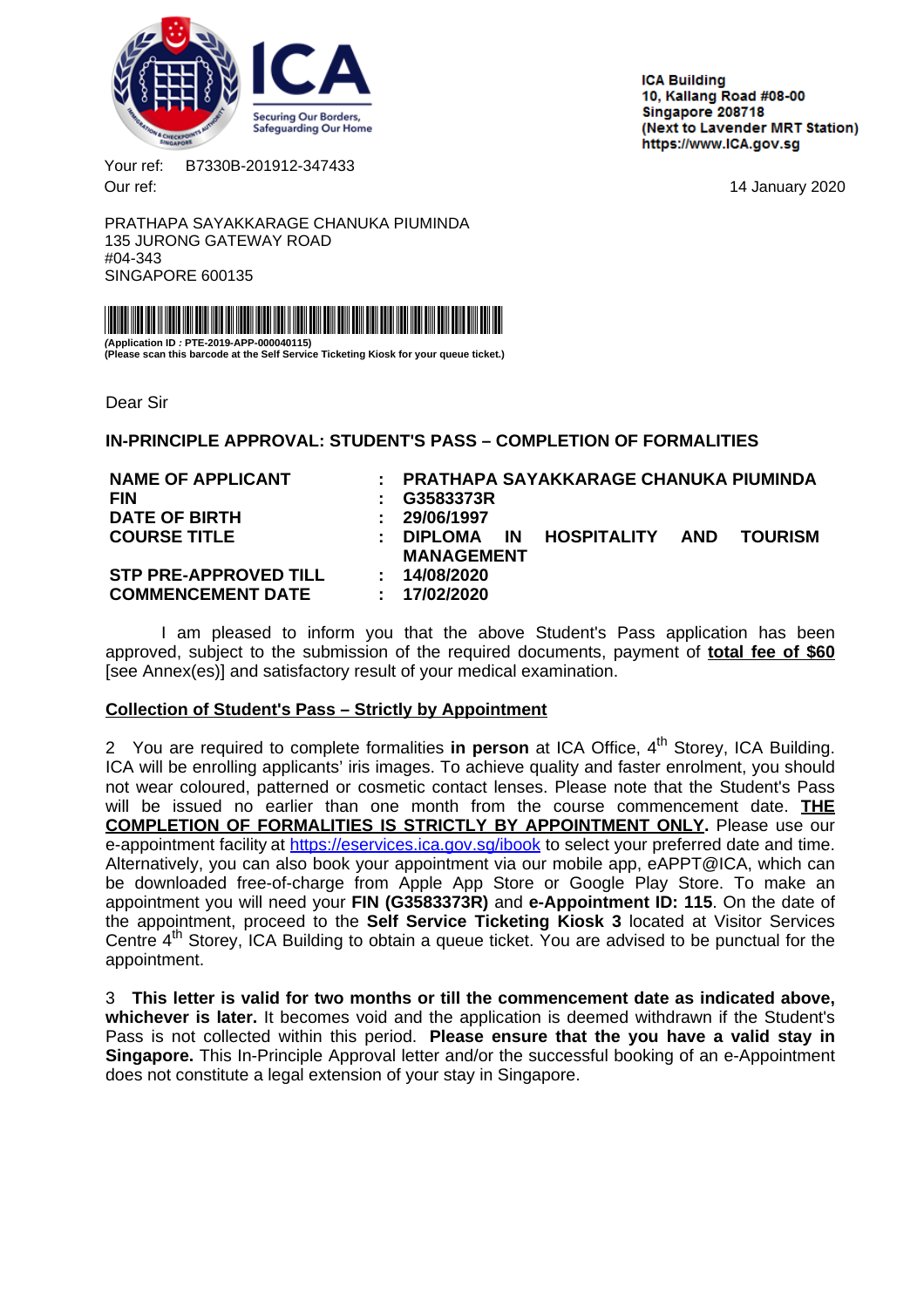**ICA**

Securing Our Borders, Safeguarding Our Home

**ICA Building**
**10, Kallang Road #08-00**
**Singapore 208718**
**(Next to Lavender MRT Station)**
**https://www.ICA.gov.sg**

Your ref: B7330B-201912-347433
Our ref:

14 January 2020

PRATHAPA SAYAKKARAGE CHANUKA PIUMINDA
135 JURONG GATEWAY ROAD
#04-343
SINGAPORE 600135

**(Application ID : PTE-2019-APP-000040115)**
**(Please scan this barcode at the Self Service Ticketing Kiosk for your queue ticket.)**

Dear Sir

**IN-PRINCIPLE APPROVAL: STUDENT'S PASS – COMPLETION OF FORMALITIES**

| | | |
|---|---|---|
| **NAME OF APPLICANT** | **:** | **PRATHAPA SAYAKKARAGE CHANUKA PIUMINDA** |
| **FIN** | **:** | **G3583373R** |
| **DATE OF BIRTH** | **:** | **29/06/1997** |
| **COURSE TITLE** | **:** | **DIPLOMA IN HOSPITALITY AND TOURISM MANAGEMENT** |
| **STP PRE-APPROVED TILL** | **:** | **14/08/2020** |
| **COMMENCEMENT DATE** | **:** | **17/02/2020** |

I am pleased to inform you that the above Student's Pass application has been approved, subject to the submission of the required documents, payment of **total fee of $60** [see Annex(es)] and satisfactory result of your medical examination.

**Collection of Student's Pass – Strictly by Appointment**

2 You are required to complete formalities **in person** at ICA Office, $4^{th}$ Storey, ICA Building. ICA will be enrolling applicants' iris images. To achieve quality and faster enrolment, you should not wear coloured, patterned or cosmetic contact lenses. Please note that the Student's Pass will be issued no earlier than one month from the course commencement date. **THE COMPLETION OF FORMALITIES IS STRICTLY BY APPOINTMENT ONLY.** Please use our e-appointment facility at https://eservices.ica.gov.sg/ibook to select your preferred date and time. Alternatively, you can also book your appointment via our mobile app, eAPPT@ICA, which can be downloaded free-of-charge from Apple App Store or Google Play Store. To make an appointment you will need your **FIN (G3583373R)** and **e-Appointment ID: 115**. On the date of the appointment, proceed to the **Self Service Ticketing Kiosk 3** located at Visitor Services Centre $4^{th}$ Storey, ICA Building to obtain a queue ticket. You are advised to be punctual for the appointment.

3 **This letter is valid for two months or till the commencement date as indicated above, whichever is later.** It becomes void and the application is deemed withdrawn if the Student's Pass is not collected within this period. **Please ensure that the you have a valid stay in Singapore.** This In-Principle Approval letter and/or the successful booking of an e-Appointment does not constitute a legal extension of your stay in Singapore.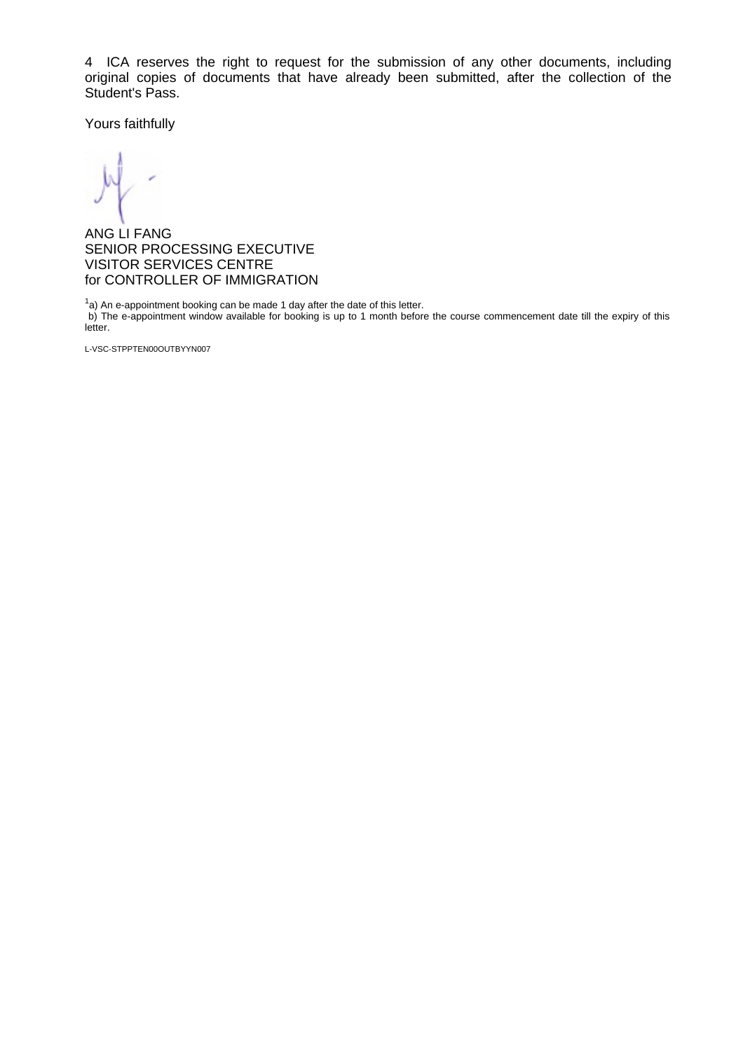4 ICA reserves the right to request for the submission of any other documents, including original copies of documents that have already been submitted, after the collection of the Student's Pass.

Yours faithfully

ANG LI FANG
SENIOR PROCESSING EXECUTIVE
VISITOR SERVICES CENTRE
for CONTROLLER OF IMMIGRATION

[1]a) An e-appointment booking can be made 1 day after the date of this letter.
b) The e-appointment window available for booking is up to 1 month before the course commencement date till the expiry of this letter.

L-VSC-STPPTEN00OUTBYYN007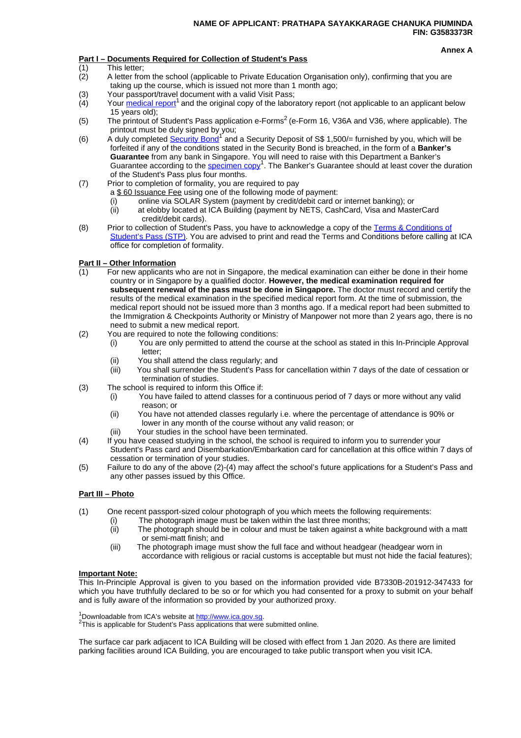**NAME OF APPLICANT: PRATHAPA SAYAKKARAGE CHANUKA PIUMINDA**
**FIN: G3583373R**

**Annex A**

## Part I – Documents Required for Collection of Student's Pass

(1) This letter;

(2) A letter from the school (applicable to Private Education Organisation only), confirming that you are taking up the course, which is issued not more than 1 month ago;

(3) Your passport/travel document with a valid Visit Pass;

(4) Your medical report[1] and the original copy of the laboratory report (not applicable to an applicant below 15 years old);

(5) The printout of Student's Pass application e-Forms[2] (e-Form 16, V36A and V36, where applicable). The printout must be duly signed by you;

(6) A duly completed Security Bond[1] and a Security Deposit of S$ 1,500/= furnished by you, which will be forfeited if any of the conditions stated in the Security Bond is breached, in the form of a **Banker's Guarantee** from any bank in Singapore. You will need to raise with this Department a Banker's Guarantee according to the specimen copy[1]. The Banker's Guarantee should at least cover the duration of the Student's Pass plus four months.

(7) Prior to completion of formality, you are required to pay a $ 60 Issuance Fee using one of the following mode of payment:
   - (i) online via SOLAR System (payment by credit/debit card or internet banking); or
   - (ii) at elobby located at ICA Building (payment by NETS, CashCard, Visa and MasterCard credit/debit cards).

(8) Prior to collection of Student's Pass, you have to acknowledge a copy of the Terms & Conditions of Student's Pass (STP). You are advised to print and read the Terms and Conditions before calling at ICA office for completion of formality.

## Part II – Other Information

(1) For new applicants who are not in Singapore, the medical examination can either be done in their home country or in Singapore by a qualified doctor. **However, the medical examination required for subsequent renewal of the pass must be done in Singapore.** The doctor must record and certify the results of the medical examination in the specified medical report form. At the time of submission, the medical report should not be issued more than 3 months ago. If a medical report had been submitted to the Immigration & Checkpoints Authority or Ministry of Manpower not more than 2 years ago, there is no need to submit a new medical report.

(2) You are required to note the following conditions:
   - (i) You are only permitted to attend the course at the school as stated in this In-Principle Approval letter;
   - (ii) You shall attend the class regularly; and
   - (iii) You shall surrender the Student's Pass for cancellation within 7 days of the date of cessation or termination of studies.

(3) The school is required to inform this Office if:
   - (i) You have failed to attend classes for a continuous period of 7 days or more without any valid reason; or
   - (ii) You have not attended classes regularly i.e. where the percentage of attendance is 90% or lower in any month of the course without any valid reason; or
   - (iii) Your studies in the school have been terminated.

(4) If you have ceased studying in the school, the school is required to inform you to surrender your Student's Pass card and Disembarkation/Embarkation card for cancellation at this office within 7 days of cessation or termination of your studies.

(5) Failure to do any of the above (2)-(4) may affect the school's future applications for a Student's Pass and any other passes issued by this Office.

## Part III – Photo

(1) One recent passport-sized colour photograph of you which meets the following requirements:
   - (i) The photograph image must be taken within the last three months;
   - (ii) The photograph should be in colour and must be taken against a white background with a matt or semi-matt finish; and
   - (iii) The photograph image must show the full face and without headgear (headgear worn in accordance with religious or racial customs is acceptable but must not hide the facial features);

**Important Note:**

This In-Principle Approval is given to you based on the information provided vide B7330B-201912-347433 for which you have truthfully declared to be so or for which you had consented for a proxy to submit on your behalf and is fully aware of the information so provided by your authorized proxy.

[1]Downloadable from ICA's website at http://www.ica.gov.sg.
[2]This is applicable for Student's Pass applications that were submitted online.

The surface car park adjacent to ICA Building will be closed with effect from 1 Jan 2020. As there are limited parking facilities around ICA Building, you are encouraged to take public transport when you visit ICA.